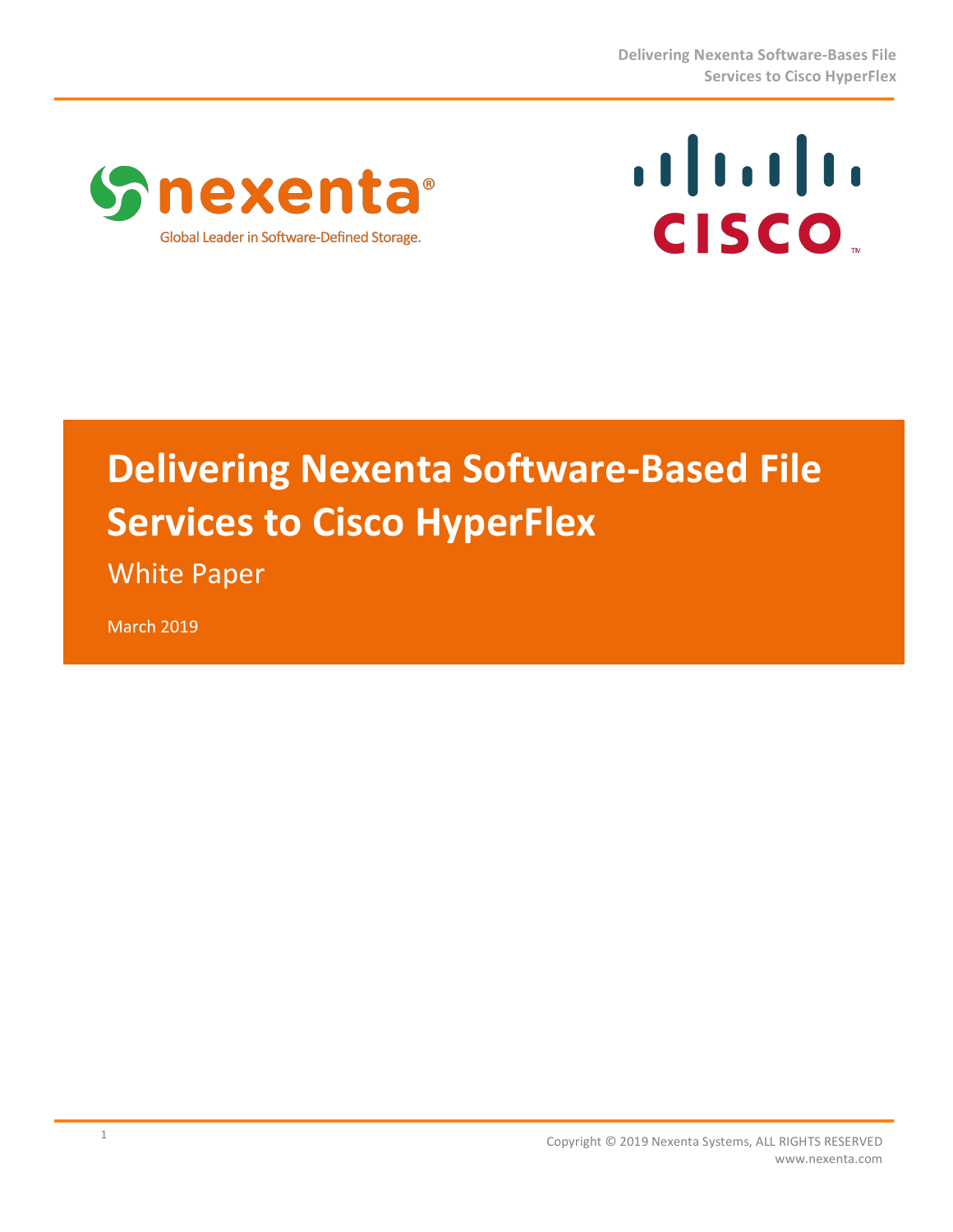# Delivering Nexenta Software-Based File Services to Cisco HyperFlex

White Paper

March 2019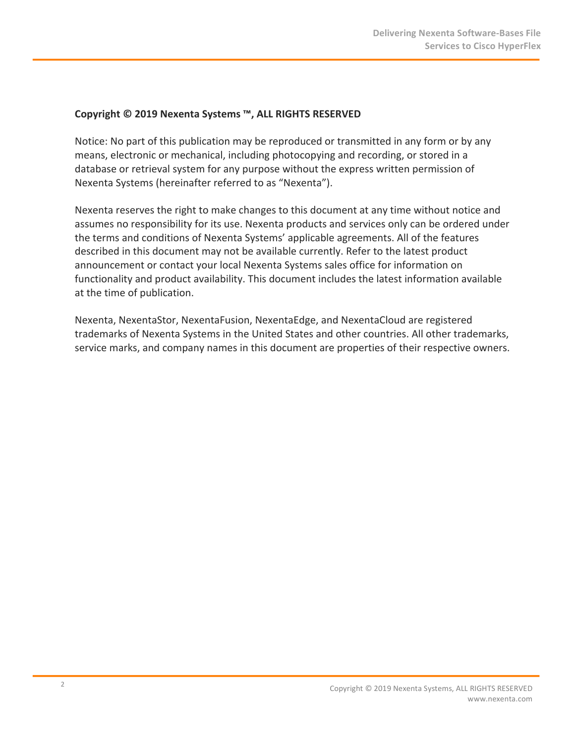**Copyright © 2019 Nexenta Systems ™, ALL RIGHTS RESERVED**

Notice: No part of this publication may be reproduced or transmitted in any form or by any means, electronic or mechanical, including photocopying and recording, or stored in a database or retrieval system for any purpose without the express written permission of Nexenta Systems (hereinafter referred to as "Nexenta").

Nexenta reserves the right to make changes to this document at any time without notice and assumes no responsibility for its use. Nexenta products and services only can be ordered under the terms and conditions of Nexenta Systems' applicable agreements. All of the features described in this document may not be available currently. Refer to the latest product announcement or contact your local Nexenta Systems sales office for information on functionality and product availability. This document includes the latest information available at the time of publication.

Nexenta, NexentaStor, NexentaFusion, NexentaEdge, and NexentaCloud are registered trademarks of Nexenta Systems in the United States and other countries. All other trademarks, service marks, and company names in this document are properties of their respective owners.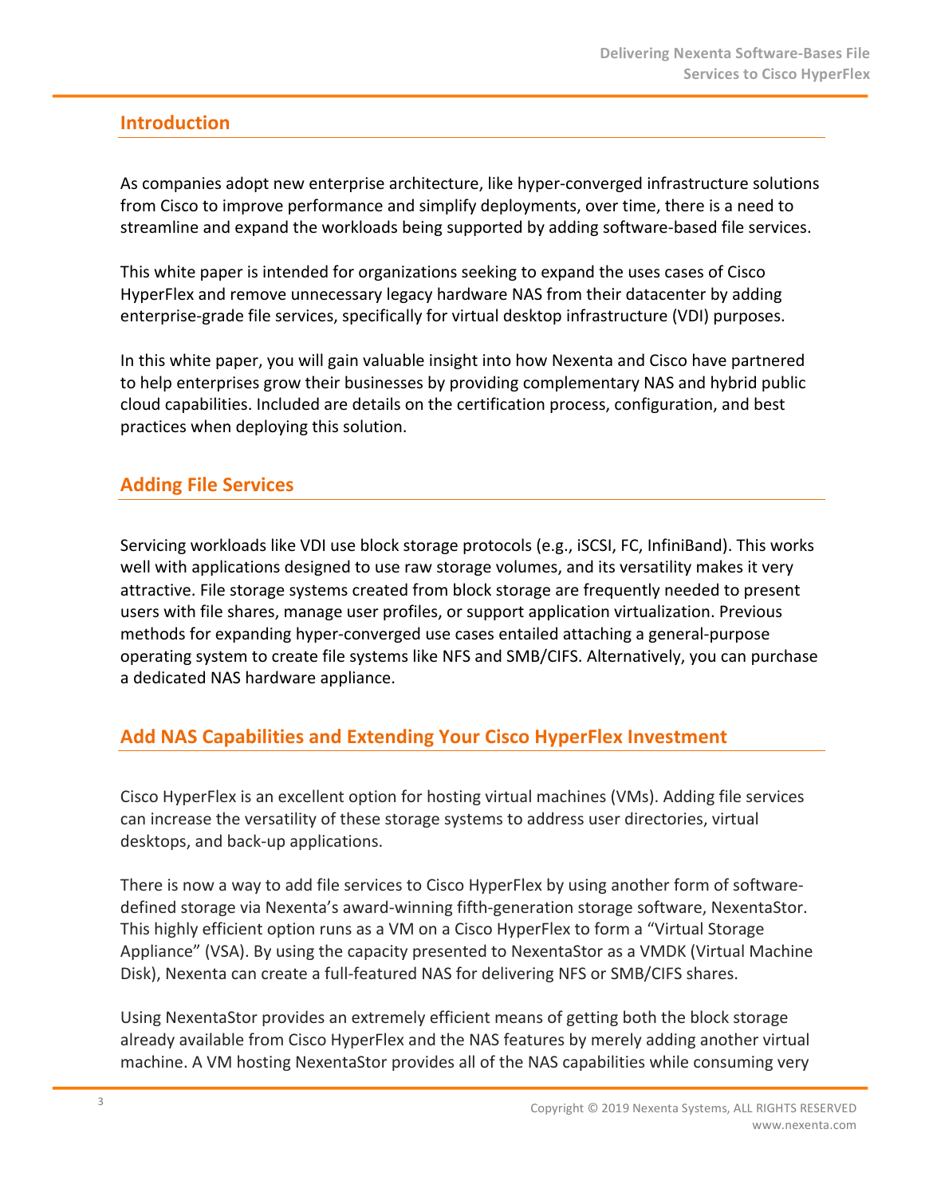## Introduction

As companies adopt new enterprise architecture, like hyper-converged infrastructure solutions from Cisco to improve performance and simplify deployments, over time, there is a need to streamline and expand the workloads being supported by adding software-based file services.

This white paper is intended for organizations seeking to expand the uses cases of Cisco HyperFlex and remove unnecessary legacy hardware NAS from their datacenter by adding enterprise-grade file services, specifically for virtual desktop infrastructure (VDI) purposes.

In this white paper, you will gain valuable insight into how Nexenta and Cisco have partnered to help enterprises grow their businesses by providing complementary NAS and hybrid public cloud capabilities. Included are details on the certification process, configuration, and best practices when deploying this solution.

## Adding File Services

Servicing workloads like VDI use block storage protocols (e.g., iSCSI, FC, InfiniBand). This works well with applications designed to use raw storage volumes, and its versatility makes it very attractive. File storage systems created from block storage are frequently needed to present users with file shares, manage user profiles, or support application virtualization. Previous methods for expanding hyper-converged use cases entailed attaching a general-purpose operating system to create file systems like NFS and SMB/CIFS. Alternatively, you can purchase a dedicated NAS hardware appliance.

## Add NAS Capabilities and Extending Your Cisco HyperFlex Investment

Cisco HyperFlex is an excellent option for hosting virtual machines (VMs). Adding file services can increase the versatility of these storage systems to address user directories, virtual desktops, and back-up applications.

There is now a way to add file services to Cisco HyperFlex by using another form of software-defined storage via Nexenta's award-winning fifth-generation storage software, NexentaStor. This highly efficient option runs as a VM on a Cisco HyperFlex to form a "Virtual Storage Appliance" (VSA). By using the capacity presented to NexentaStor as a VMDK (Virtual Machine Disk), Nexenta can create a full-featured NAS for delivering NFS or SMB/CIFS shares.

Using NexentaStor provides an extremely efficient means of getting both the block storage already available from Cisco HyperFlex and the NAS features by merely adding another virtual machine. A VM hosting NexentaStor provides all of the NAS capabilities while consuming very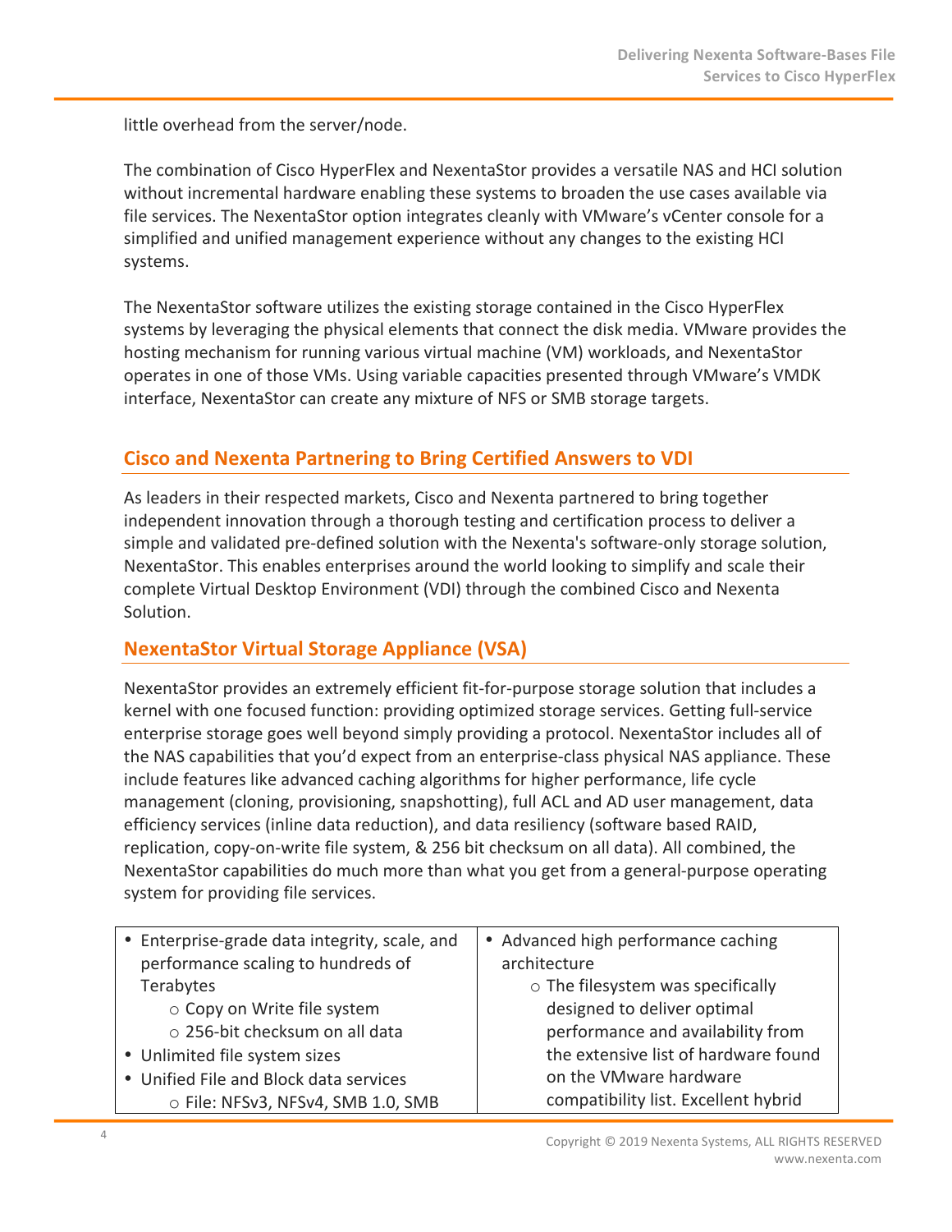little overhead from the server/node.

The combination of Cisco HyperFlex and NexentaStor provides a versatile NAS and HCI solution without incremental hardware enabling these systems to broaden the use cases available via file services. The NexentaStor option integrates cleanly with VMware's vCenter console for a simplified and unified management experience without any changes to the existing HCI systems.

The NexentaStor software utilizes the existing storage contained in the Cisco HyperFlex systems by leveraging the physical elements that connect the disk media. VMware provides the hosting mechanism for running various virtual machine (VM) workloads, and NexentaStor operates in one of those VMs. Using variable capacities presented through VMware's VMDK interface, NexentaStor can create any mixture of NFS or SMB storage targets.

## Cisco and Nexenta Partnering to Bring Certified Answers to VDI

As leaders in their respected markets, Cisco and Nexenta partnered to bring together independent innovation through a thorough testing and certification process to deliver a simple and validated pre-defined solution with the Nexenta's software-only storage solution, NexentaStor. This enables enterprises around the world looking to simplify and scale their complete Virtual Desktop Environment (VDI) through the combined Cisco and Nexenta Solution.

## NexentaStor Virtual Storage Appliance (VSA)

NexentaStor provides an extremely efficient fit-for-purpose storage solution that includes a kernel with one focused function: providing optimized storage services. Getting full-service enterprise storage goes well beyond simply providing a protocol. NexentaStor includes all of the NAS capabilities that you'd expect from an enterprise-class physical NAS appliance. These include features like advanced caching algorithms for higher performance, life cycle management (cloning, provisioning, snapshotting), full ACL and AD user management, data efficiency services (inline data reduction), and data resiliency (software based RAID, replication, copy-on-write file system, & 256 bit checksum on all data). All combined, the NexentaStor capabilities do much more than what you get from a general-purpose operating system for providing file services.

| | |
|---|---|
| • Enterprise-grade data integrity, scale, and performance scaling to hundreds of Terabytes<br>&nbsp;&nbsp;&nbsp;&nbsp;○ Copy on Write file system<br>&nbsp;&nbsp;&nbsp;&nbsp;○ 256-bit checksum on all data<br>• Unlimited file system sizes<br>• Unified File and Block data services<br>&nbsp;&nbsp;&nbsp;&nbsp;○ File: NFSv3, NFSv4, SMB 1.0, SMB | • Advanced high performance caching architecture<br>&nbsp;&nbsp;&nbsp;&nbsp;○ The filesystem was specifically designed to deliver optimal performance and availability from the extensive list of hardware found on the VMware hardware compatibility list. Excellent hybrid |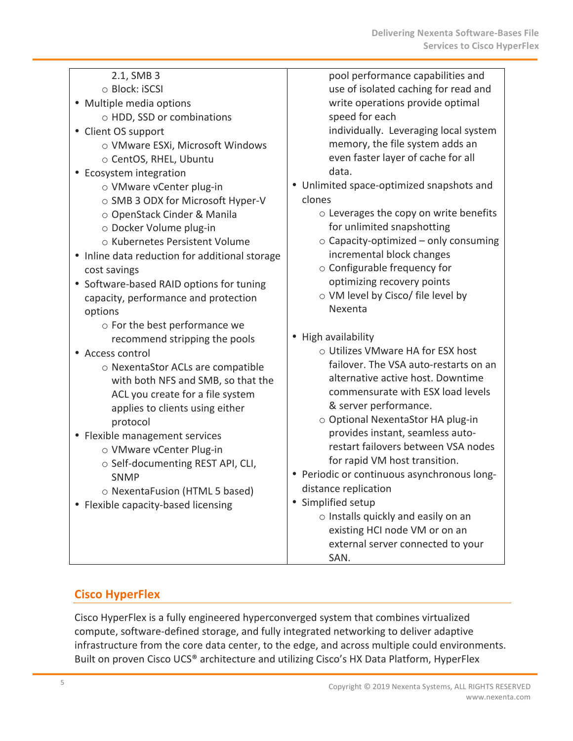2.1, SMB 3
    - Block: iSCSI
- Multiple media options
    - HDD, SSD or combinations
- Client OS support
    - VMware ESXi, Microsoft Windows
    - CentOS, RHEL, Ubuntu
- Ecosystem integration
    - VMware vCenter plug-in
    - SMB 3 ODX for Microsoft Hyper-V
    - OpenStack Cinder & Manila
    - Docker Volume plug-in
    - Kubernetes Persistent Volume
- Inline data reduction for additional storage cost savings
- Software-based RAID options for tuning capacity, performance and protection options
    - For the best performance we recommend stripping the pools
- Access control
    - NexentaStor ACLs are compatible with both NFS and SMB, so that the ACL you create for a file system applies to clients using either protocol
- Flexible management services
    - VMware vCenter Plug-in
    - Self-documenting REST API, CLI, SNMP
    - NexentaFusion (HTML 5 based)
- Flexible capacity-based licensing

pool performance capabilities and use of isolated caching for read and write operations provide optimal speed for each individually. Leveraging local system memory, the file system adds an even faster layer of cache for all data.

- Unlimited space-optimized snapshots and clones
    - Leverages the copy on write benefits for unlimited snapshotting
    - Capacity-optimized – only consuming incremental block changes
    - Configurable frequency for optimizing recovery points
    - VM level by Cisco/ file level by Nexenta
- High availability
    - Utilizes VMware HA for ESX host failover. The VSA auto-restarts on an alternative active host. Downtime commensurate with ESX load levels & server performance.
    - Optional NexentaStor HA plug-in provides instant, seamless auto-restart failovers between VSA nodes for rapid VM host transition.
- Periodic or continuous asynchronous long-distance replication
- Simplified setup
    - Installs quickly and easily on an existing HCI node VM or on an external server connected to your SAN.

## Cisco HyperFlex

Cisco HyperFlex is a fully engineered hyperconverged system that combines virtualized compute, software-defined storage, and fully integrated networking to deliver adaptive infrastructure from the core data center, to the edge, and across multiple could environments. Built on proven Cisco UCS® architecture and utilizing Cisco's HX Data Platform, HyperFlex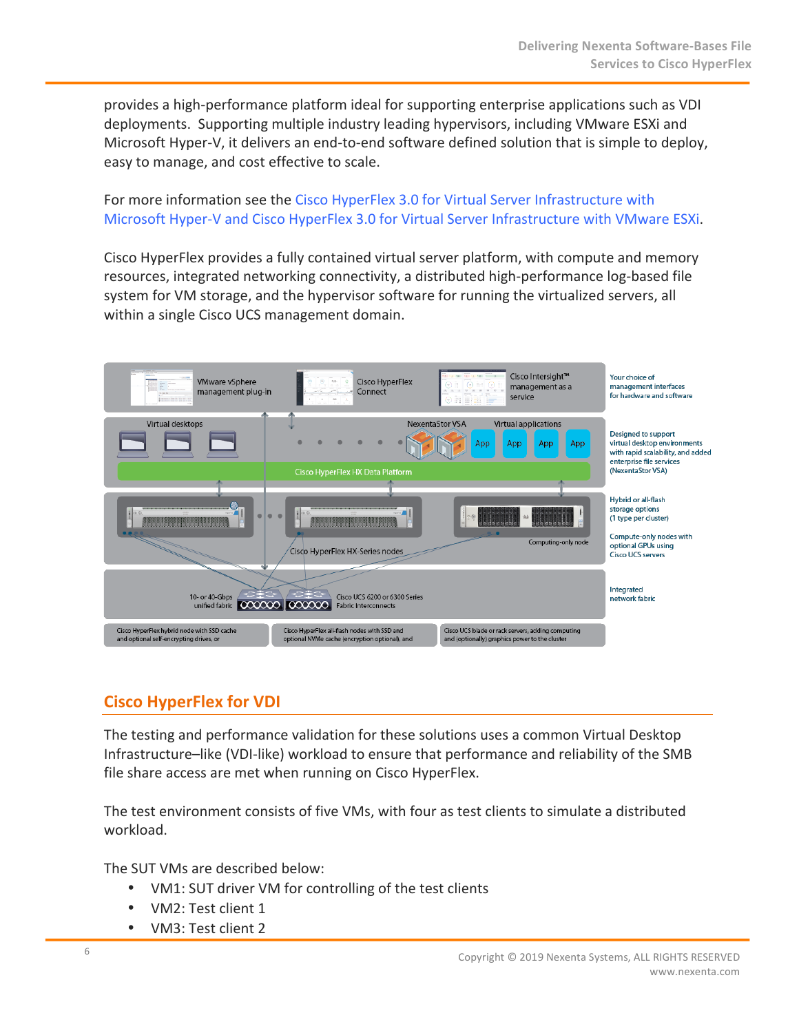provides a high-performance platform ideal for supporting enterprise applications such as VDI deployments. Supporting multiple industry leading hypervisors, including VMware ESXi and Microsoft Hyper-V, it delivers an end-to-end software defined solution that is simple to deploy, easy to manage, and cost effective to scale.

For more information see the Cisco HyperFlex 3.0 for Virtual Server Infrastructure with Microsoft Hyper-V and Cisco HyperFlex 3.0 for Virtual Server Infrastructure with VMware ESXi.

Cisco HyperFlex provides a fully contained virtual server platform, with compute and memory resources, integrated networking connectivity, a distributed high-performance log-based file system for VM storage, and the hypervisor software for running the virtualized servers, all within a single Cisco UCS management domain.

## Cisco HyperFlex for VDI

The testing and performance validation for these solutions uses a common Virtual Desktop Infrastructure–like (VDI-like) workload to ensure that performance and reliability of the SMB file share access are met when running on Cisco HyperFlex.

The test environment consists of five VMs, with four as test clients to simulate a distributed workload.

The SUT VMs are described below:

- VM1: SUT driver VM for controlling of the test clients
- VM2: Test client 1
- VM3: Test client 2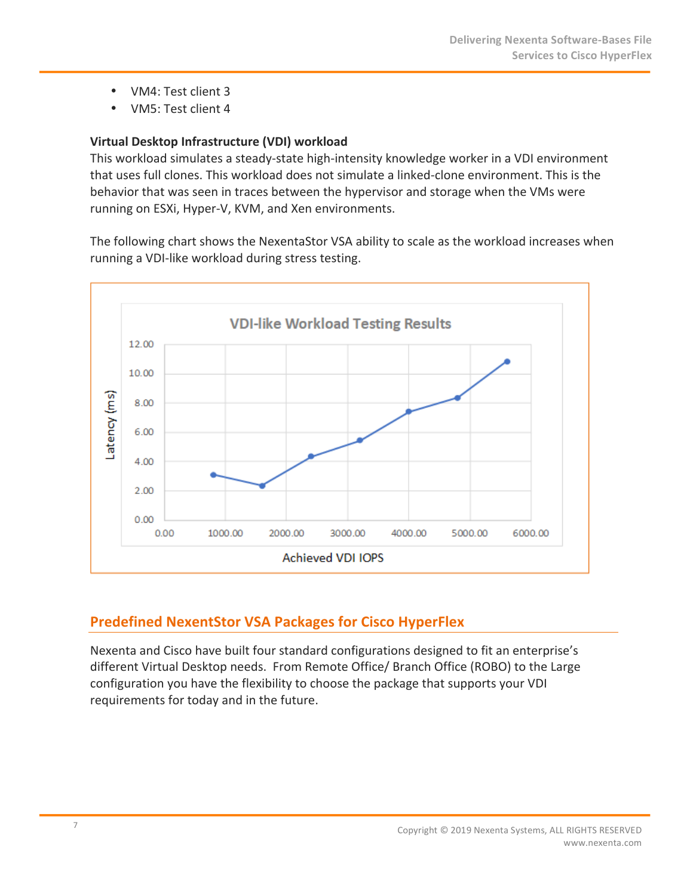- VM4: Test client 3
- VM5: Test client 4

**Virtual Desktop Infrastructure (VDI) workload**

This workload simulates a steady-state high-intensity knowledge worker in a VDI environment that uses full clones. This workload does not simulate a linked-clone environment. This is the behavior that was seen in traces between the hypervisor and storage when the VMs were running on ESXi, Hyper-V, KVM, and Xen environments.

The following chart shows the NexentaStor VSA ability to scale as the workload increases when running a VDI-like workload during stress testing.

## Predefined NexentStor VSA Packages for Cisco HyperFlex

Nexenta and Cisco have built four standard configurations designed to fit an enterprise's different Virtual Desktop needs. From Remote Office/ Branch Office (ROBO) to the Large configuration you have the flexibility to choose the package that supports your VDI requirements for today and in the future.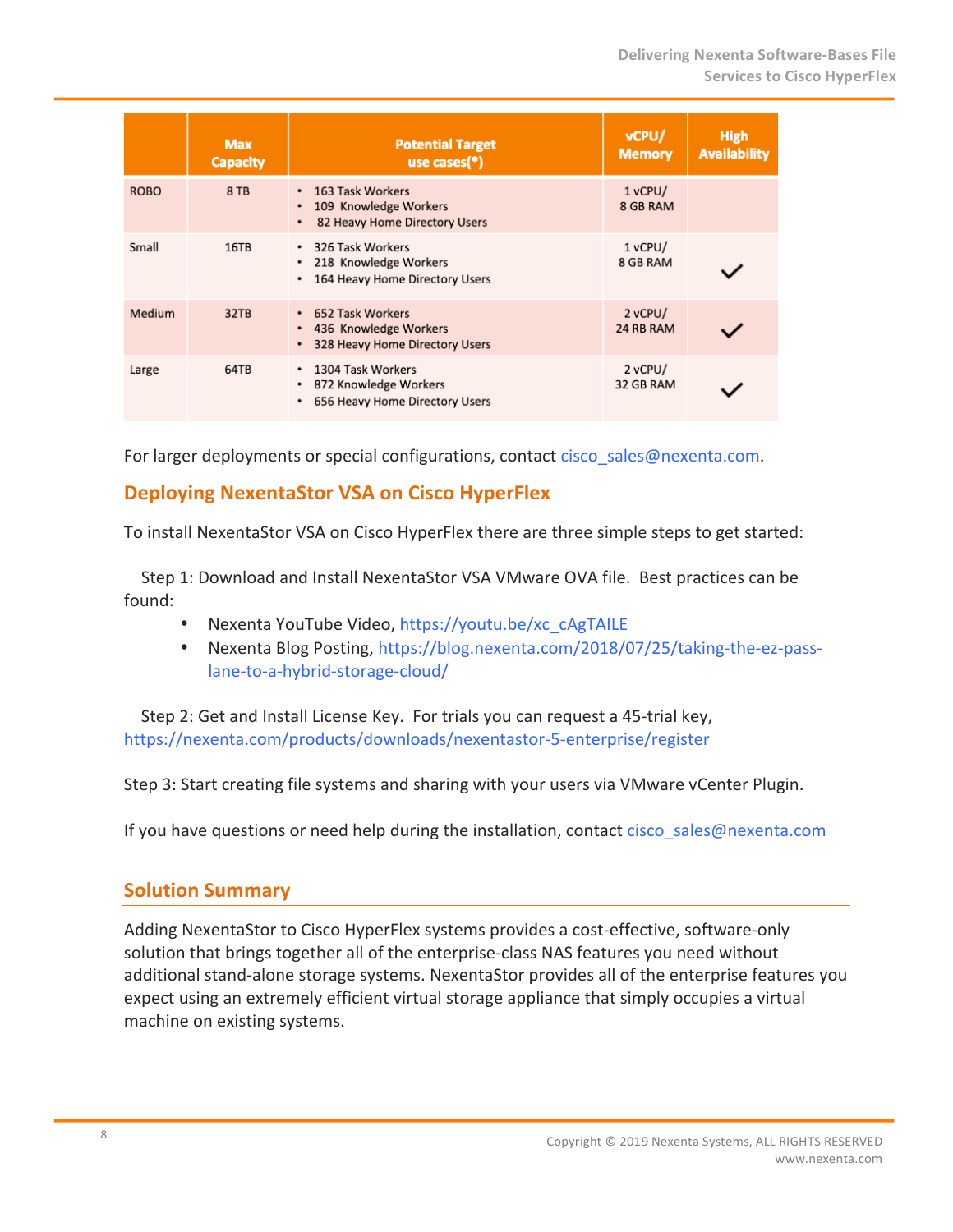| | Max Capacity | Potential Target use cases(*) | vCPU/ Memory | High Availability |
|---|---|---|---|---|
| ROBO | 8 TB | • 163 Task Workers<br>• 109 Knowledge Workers<br>• 82 Heavy Home Directory Users | 1 vCPU/ 8 GB RAM | |
| Small | 16TB | • 326 Task Workers<br>• 218 Knowledge Workers<br>• 164 Heavy Home Directory Users | 1 vCPU/ 8 GB RAM | ✓ |
| Medium | 32TB | • 652 Task Workers<br>• 436 Knowledge Workers<br>• 328 Heavy Home Directory Users | 2 vCPU/ 24 RB RAM | ✓ |
| Large | 64TB | • 1304 Task Workers<br>• 872 Knowledge Workers<br>• 656 Heavy Home Directory Users | 2 vCPU/ 32 GB RAM | ✓ |

For larger deployments or special configurations, contact cisco_sales@nexenta.com.

## Deploying NexentaStor VSA on Cisco HyperFlex

To install NexentaStor VSA on Cisco HyperFlex there are three simple steps to get started:

Step 1: Download and Install NexentaStor VSA VMware OVA file. Best practices can be found:

- Nexenta YouTube Video, https://youtu.be/xc_cAgTAILE
- Nexenta Blog Posting, https://blog.nexenta.com/2018/07/25/taking-the-ez-pass-lane-to-a-hybrid-storage-cloud/

Step 2: Get and Install License Key. For trials you can request a 45-trial key, https://nexenta.com/products/downloads/nexentastor-5-enterprise/register

Step 3: Start creating file systems and sharing with your users via VMware vCenter Plugin.

If you have questions or need help during the installation, contact cisco_sales@nexenta.com

## Solution Summary

Adding NexentaStor to Cisco HyperFlex systems provides a cost-effective, software-only solution that brings together all of the enterprise-class NAS features you need without additional stand-alone storage systems. NexentaStor provides all of the enterprise features you expect using an extremely efficient virtual storage appliance that simply occupies a virtual machine on existing systems.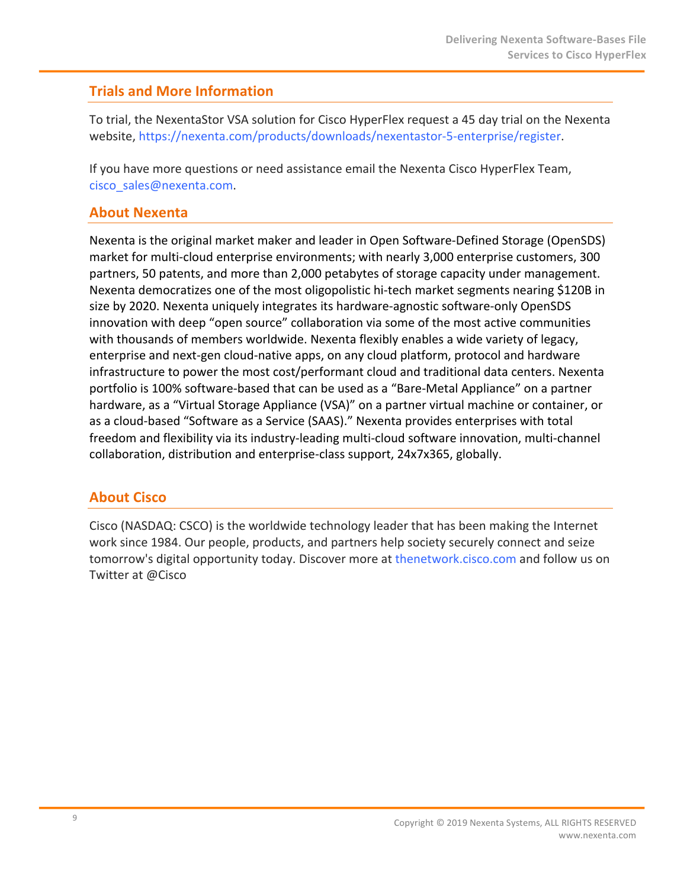## Trials and More Information

To trial, the NexentaStor VSA solution for Cisco HyperFlex request a 45 day trial on the Nexenta website, https://nexenta.com/products/downloads/nexentastor-5-enterprise/register.

If you have more questions or need assistance email the Nexenta Cisco HyperFlex Team, cisco_sales@nexenta.com.

## About Nexenta

Nexenta is the original market maker and leader in Open Software-Defined Storage (OpenSDS) market for multi-cloud enterprise environments; with nearly 3,000 enterprise customers, 300 partners, 50 patents, and more than 2,000 petabytes of storage capacity under management. Nexenta democratizes one of the most oligopolistic hi-tech market segments nearing $120B in size by 2020. Nexenta uniquely integrates its hardware-agnostic software-only OpenSDS innovation with deep "open source" collaboration via some of the most active communities with thousands of members worldwide. Nexenta flexibly enables a wide variety of legacy, enterprise and next-gen cloud-native apps, on any cloud platform, protocol and hardware infrastructure to power the most cost/performant cloud and traditional data centers. Nexenta portfolio is 100% software-based that can be used as a "Bare-Metal Appliance" on a partner hardware, as a "Virtual Storage Appliance (VSA)" on a partner virtual machine or container, or as a cloud-based "Software as a Service (SAAS)." Nexenta provides enterprises with total freedom and flexibility via its industry-leading multi-cloud software innovation, multi-channel collaboration, distribution and enterprise-class support, 24x7x365, globally.

## About Cisco

Cisco (NASDAQ: CSCO) is the worldwide technology leader that has been making the Internet work since 1984. Our people, products, and partners help society securely connect and seize tomorrow's digital opportunity today. Discover more at thenetwork.cisco.com and follow us on Twitter at @Cisco